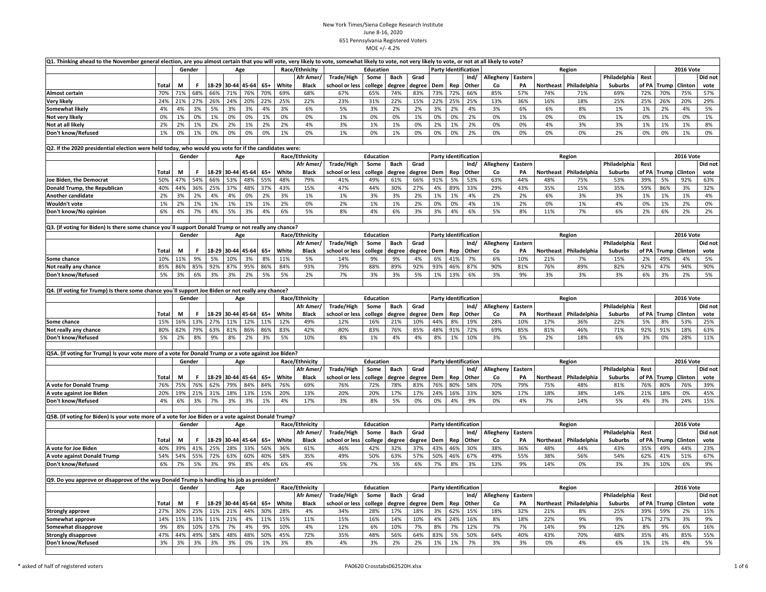New York Times/Siena College Research Institute
June 8-16, 2020
651 Pennsylvania Registered Voters
MOE +/- 4.2%

Q1. Thinking ahead to the November general election, are you almost certain that you will vote, very likely to vote, somewhat likely to vote, not very likely to vote, or not at all likely to vote?

| | | Gender | | Age | | | | Race/Ethnicity | | Education | | | | Party Identification | | | Region | | | | | | 2016 Vote | | |
|---|---|---|---|---|---|---|---|---|---|---|---|---|---|---|---|---|---|---|---|---|---|---|---|---|---|
| | Total | M | F | 18-29 | 30-44 | 45-64 | 65+ | White | Afr Amer/ Black | Trade/High school or less | Some college | Bach degree | Grad degree | Dem | Rep | Ind/ Other | Allegheny Co | Eastern PA | Northeast | Philadelphia | Philadelphia Suburbs | Rest of PA | Trump | Clinton | Did not vote |
| Almost certain | 70% | 71% | 68% | 66% | 71% | 76% | 70% | 69% | 68% | 67% | 65% | 74% | 83% | 73% | 72% | 66% | 85% | 57% | 74% | 71% | 69% | 72% | 70% | 75% | 57% |
| Very likely | 24% | 21% | 27% | 26% | 24% | 20% | 22% | 25% | 22% | 23% | 31% | 22% | 15% | 22% | 25% | 25% | 13% | 36% | 16% | 18% | 25% | 25% | 26% | 20% | 29% |
| Somewhat likely | 4% | 4% | 3% | 5% | 3% | 3% | 4% | 3% | 6% | 5% | 3% | 2% | 2% | 3% | 2% | 4% | 3% | 6% | 6% | 8% | 1% | 1% | 2% | 4% | 5% |
| Not very likely | 0% | 1% | 0% | 1% | 0% | 0% | 1% | 0% | 0% | 1% | 0% | 0% | 1% | 0% | 0% | 2% | 0% | 1% | 0% | 0% | 1% | 0% | 1% | 0% | 1% |
| Not at all likely | 2% | 2% | 1% | 2% | 2% | 1% | 2% | 2% | 4% | 3% | 1% | 1% | 0% | 2% | 1% | 2% | 0% | 0% | 4% | 3% | 3% | 1% | 1% | 1% | 8% |
| Don't know/Refused | 1% | 0% | 1% | 0% | 0% | 0% | 0% | 1% | 0% | 1% | 0% | 1% | 0% | 0% | 0% | 2% | 0% | 0% | 0% | 0% | 2% | 0% | 0% | 1% | 0% |

Q2. If the 2020 presidential election were held today, who would you vote for if the candidates were:

| | | Gender | | Age | | | | Race/Ethnicity | | Education | | | | Party Identification | | | Region | | | | | | 2016 Vote | | |
|---|---|---|---|---|---|---|---|---|---|---|---|---|---|---|---|---|---|---|---|---|---|---|---|---|---|
| | Total | M | F | 18-29 | 30-44 | 45-64 | 65+ | White | Afr Amer/ Black | Trade/High school or less | Some college | Bach degree | Grad degree | Dem | Rep | Ind/ Other | Allegheny Co | Eastern PA | Northeast | Philadelphia | Philadelphia Suburbs | Rest of PA | Trump | Clinton | Did not vote |
| Joe Biden, the Democrat | 50% | 47% | 54% | 66% | 53% | 48% | 55% | 48% | 79% | 41% | 49% | 61% | 66% | 91% | 5% | 53% | 63% | 44% | 48% | 75% | 53% | 39% | 5% | 92% | 63% |
| Donald Trump, the Republican | 40% | 44% | 36% | 25% | 37% | 48% | 37% | 43% | 15% | 47% | 44% | 30% | 27% | 4% | 89% | 33% | 29% | 43% | 35% | 15% | 35% | 59% | 86% | 3% | 32% |
| Another candidate | 2% | 3% | 2% | 4% | 4% | 0% | 2% | 3% | 1% | 1% | 3% | 3% | 2% | 1% | 1% | 4% | 2% | 2% | 6% | 3% | 3% | 1% | 1% | 1% | 4% |
| Wouldn't vote | 1% | 2% | 1% | 1% | 1% | 1% | 1% | 2% | 0% | 2% | 1% | 1% | 2% | 0% | 0% | 4% | 1% | 2% | 0% | 1% | 4% | 0% | 1% | 2% | 0% |
| Don't know/No opinion | 6% | 4% | 7% | 4% | 5% | 3% | 4% | 6% | 5% | 8% | 4% | 6% | 3% | 3% | 4% | 6% | 5% | 8% | 11% | 7% | 6% | 2% | 6% | 2% | 2% |

Q3. (If voting for Biden) Is there some chance you'll support Donald Trump or not really any chance?

| | | Gender | | Age | | | | Race/Ethnicity | | Education | | | | Party Identification | | | Region | | | | | | 2016 Vote | | |
|---|---|---|---|---|---|---|---|---|---|---|---|---|---|---|---|---|---|---|---|---|---|---|---|---|---|
| | Total | M | F | 18-29 | 30-44 | 45-64 | 65+ | White | Afr Amer/ Black | Trade/High school or less | Some college | Bach degree | Grad degree | Dem | Rep | Ind/ Other | Allegheny Co | Eastern PA | Northeast | Philadelphia | Philadelphia Suburbs | Rest of PA | Trump | Clinton | Did not vote |
| Some chance | 10% | 11% | 9% | 5% | 10% | 3% | 8% | 11% | 5% | 14% | 9% | 9% | 4% | 6% | 41% | 7% | 6% | 10% | 21% | 7% | 15% | 2% | 49% | 4% | 5% |
| Not really any chance | 85% | 86% | 85% | 92% | 87% | 95% | 86% | 84% | 93% | 79% | 88% | 89% | 92% | 93% | 46% | 87% | 90% | 81% | 76% | 89% | 82% | 92% | 47% | 94% | 90% |
| Don't know/Refused | 5% | 3% | 6% | 3% | 3% | 2% | 5% | 5% | 2% | 7% | 3% | 3% | 5% | 1% | 13% | 6% | 3% | 9% | 3% | 3% | 3% | 6% | 3% | 2% | 5% |

Q4. (If voting for Trump) Is there some chance you'll support Joe Biden or not really any chance?

| | | Gender | | Age | | | | Race/Ethnicity | | Education | | | | Party Identification | | | Region | | | | | | 2016 Vote | | |
|---|---|---|---|---|---|---|---|---|---|---|---|---|---|---|---|---|---|---|---|---|---|---|---|---|---|
| | Total | M | F | 18-29 | 30-44 | 45-64 | 65+ | White | Afr Amer/ Black | Trade/High school or less | Some college | Bach degree | Grad degree | Dem | Rep | Ind/ Other | Allegheny Co | Eastern PA | Northeast | Philadelphia | Philadelphia Suburbs | Rest of PA | Trump | Clinton | Did not vote |
| Some chance | 15% | 16% | 13% | 27% | 11% | 12% | 11% | 12% | 49% | 12% | 16% | 21% | 10% | 44% | 8% | 19% | 28% | 10% | 17% | 36% | 22% | 5% | 8% | 53% | 25% |
| Not really any chance | 80% | 82% | 79% | 63% | 81% | 86% | 86% | 83% | 42% | 80% | 83% | 76% | 85% | 48% | 91% | 72% | 69% | 85% | 81% | 46% | 71% | 92% | 91% | 18% | 63% |
| Don't know/Refused | 5% | 2% | 8% | 9% | 8% | 2% | 3% | 5% | 10% | 8% | 1% | 4% | 4% | 8% | 1% | 10% | 3% | 5% | 2% | 18% | 6% | 3% | 0% | 28% | 11% |

Q5A. (If voting for Trump) Is your vote more of a vote for Donald Trump or a vote against Joe Biden?

| | | Gender | | Age | | | | Race/Ethnicity | | Education | | | | Party Identification | | | Region | | | | | | 2016 Vote | | |
|---|---|---|---|---|---|---|---|---|---|---|---|---|---|---|---|---|---|---|---|---|---|---|---|---|---|
| | Total | M | F | 18-29 | 30-44 | 45-64 | 65+ | White | Afr Amer/ Black | Trade/High school or less | Some college | Bach degree | Grad degree | Dem | Rep | Ind/ Other | Allegheny Co | Eastern PA | Northeast | Philadelphia | Philadelphia Suburbs | Rest of PA | Trump | Clinton | Did not vote |
| A vote for Donald Trump | 76% | 75% | 76% | 62% | 79% | 84% | 84% | 76% | 69% | 76% | 72% | 78% | 83% | 76% | 80% | 58% | 70% | 79% | 75% | 48% | 81% | 76% | 80% | 76% | 39% |
| A vote against Joe Biden | 20% | 19% | 21% | 31% | 18% | 13% | 15% | 20% | 13% | 20% | 20% | 17% | 17% | 24% | 16% | 33% | 30% | 17% | 18% | 38% | 14% | 21% | 18% | 0% | 45% |
| Don't know/Refused | 4% | 6% | 3% | 7% | 3% | 3% | 1% | 4% | 17% | 3% | 8% | 5% | 0% | 0% | 4% | 9% | 0% | 4% | 7% | 14% | 5% | 4% | 3% | 24% | 15% |

Q5B. (If voting for Biden) Is your vote more of a vote for Joe Biden or a vote against Donald Trump?

| | | Gender | | Age | | | | Race/Ethnicity | | Education | | | | Party Identification | | | Region | | | | | | 2016 Vote | | |
|---|---|---|---|---|---|---|---|---|---|---|---|---|---|---|---|---|---|---|---|---|---|---|---|---|---|
| | Total | M | F | 18-29 | 30-44 | 45-64 | 65+ | White | Afr Amer/ Black | Trade/High school or less | Some college | Bach degree | Grad degree | Dem | Rep | Ind/ Other | Allegheny Co | Eastern PA | Northeast | Philadelphia | Philadelphia Suburbs | Rest of PA | Trump | Clinton | Did not vote |
| A vote for Joe Biden | 40% | 39% | 41% | 25% | 28% | 33% | 56% | 36% | 61% | 46% | 42% | 32% | 37% | 43% | 46% | 30% | 38% | 36% | 48% | 44% | 43% | 35% | 49% | 44% | 23% |
| A vote against Donald Trump | 54% | 54% | 55% | 72% | 63% | 60% | 40% | 58% | 35% | 49% | 50% | 63% | 57% | 50% | 46% | 67% | 49% | 55% | 38% | 56% | 54% | 62% | 41% | 51% | 67% |
| Don't know/Refused | 6% | 7% | 5% | 3% | 9% | 8% | 4% | 6% | 4% | 5% | 7% | 5% | 6% | 7% | 8% | 3% | 13% | 9% | 14% | 0% | 3% | 3% | 10% | 6% | 9% |

Q9. Do you approve or disapprove of the way Donald Trump is handling his job as president?

| | | Gender | | Age | | | | Race/Ethnicity | | Education | | | | Party Identification | | | Region | | | | | | 2016 Vote | | |
|---|---|---|---|---|---|---|---|---|---|---|---|---|---|---|---|---|---|---|---|---|---|---|---|---|---|
| | Total | M | F | 18-29 | 30-44 | 45-64 | 65+ | White | Afr Amer/ Black | Trade/High school or less | Some college | Bach degree | Grad degree | Dem | Rep | Ind/ Other | Allegheny Co | Eastern PA | Northeast | Philadelphia | Philadelphia Suburbs | Rest of PA | Trump | Clinton | Did not vote |
| Strongly approve | 27% | 30% | 25% | 11% | 21% | 44% | 30% | 28% | 4% | 34% | 28% | 17% | 18% | 3% | 62% | 15% | 18% | 32% | 21% | 8% | 25% | 39% | 59% | 2% | 15% |
| Somewhat approve | 14% | 15% | 13% | 11% | 21% | 4% | 11% | 15% | 11% | 15% | 16% | 14% | 10% | 4% | 24% | 16% | 8% | 18% | 22% | 9% | 9% | 17% | 27% | 3% | 9% |
| Somewhat disapprove | 9% | 8% | 10% | 17% | 7% | 4% | 9% | 10% | 4% | 12% | 6% | 10% | 7% | 8% | 7% | 12% | 7% | 7% | 14% | 9% | 12% | 8% | 9% | 6% | 16% |
| Strongly disapprove | 47% | 44% | 49% | 58% | 48% | 48% | 50% | 45% | 72% | 35% | 48% | 56% | 64% | 83% | 5% | 50% | 64% | 40% | 43% | 70% | 48% | 35% | 4% | 85% | 55% |
| Don't know/Refused | 3% | 3% | 3% | 3% | 3% | 0% | 1% | 3% | 8% | 4% | 3% | 2% | 2% | 1% | 1% | 7% | 3% | 3% | 0% | 4% | 6% | 1% | 1% | 4% | 5% |

* asked of half of registered voters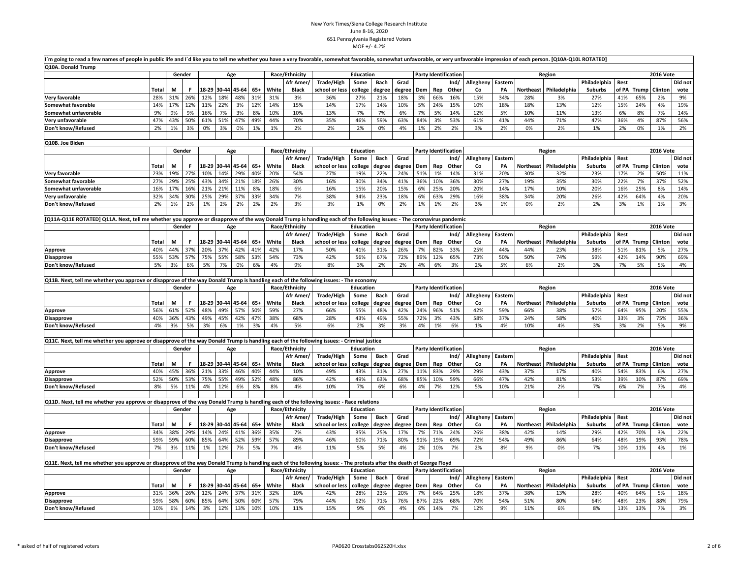New York Times/Siena College Research Institute
June 8-16, 2020
651 Pennsylvania Registered Voters
MOE +/- 4.2%

I´m going to read a few names of people in public life and I´d like you to tell me whether you have a very favorable, somewhat favorable, somewhat unfavorable, or very unfavorable impression of each person. [Q10A-Q10L ROTATED]

## Q10A. Donald Trump

| | | Gender | | Age | | | | Race/Ethnicity | | Education | | | | Party Identification | | | Region | | | | | | 2016 Vote | | |
|---|---|---|---|---|---|---|---|---|---|---|---|---|---|---|---|---|---|---|---|---|---|---|---|---|---|
| | Total | M | F | 18-29 | 30-44 | 45-64 | 65+ | White | Afr Amer/ Black | Trade/High school or less | Some college | Bach degree | Grad degree | Dem | Rep | Ind/ Other | Allegheny Co | Eastern PA | Northeast | Philadelphia | Philadelphia Suburbs | Rest of PA | Trump | Clinton | Did not vote |
| Very favorable | 28% | 31% | 26% | 12% | 18% | 48% | 31% | 31% | 3% | 36% | 27% | 21% | 18% | 3% | 66% | 16% | 15% | 34% | 28% | 3% | 27% | 41% | 65% | 2% | 9% |
| Somewhat favorable | 14% | 17% | 12% | 11% | 22% | 3% | 12% | 14% | 15% | 14% | 17% | 14% | 10% | 5% | 24% | 15% | 10% | 18% | 18% | 13% | 12% | 15% | 24% | 4% | 19% |
| Somewhat unfavorable | 9% | 9% | 9% | 16% | 7% | 3% | 8% | 10% | 10% | 13% | 7% | 7% | 6% | 7% | 5% | 14% | 12% | 5% | 10% | 11% | 13% | 6% | 8% | 7% | 14% |
| Very unfavorable | 47% | 43% | 50% | 61% | 51% | 47% | 49% | 44% | 70% | 35% | 46% | 59% | 63% | 84% | 3% | 53% | 61% | 41% | 44% | 71% | 47% | 36% | 4% | 87% | 56% |
| Don't know/Refused | 2% | 1% | 3% | 0% | 3% | 0% | 1% | 1% | 2% | 2% | 2% | 0% | 4% | 1% | 2% | 2% | 3% | 2% | 0% | 2% | 1% | 2% | 0% | 1% | 2% |

## Q10B. Joe Biden

| | | Gender | | Age | | | | Race/Ethnicity | | Education | | | | Party Identification | | | Region | | | | | | 2016 Vote | | |
|---|---|---|---|---|---|---|---|---|---|---|---|---|---|---|---|---|---|---|---|---|---|---|---|---|---|
| | Total | M | F | 18-29 | 30-44 | 45-64 | 65+ | White | Afr Amer/ Black | Trade/High school or less | Some college | Bach degree | Grad degree | Dem | Rep | Ind/ Other | Allegheny Co | Eastern PA | Northeast | Philadelphia | Philadelphia Suburbs | Rest of PA | Trump | Clinton | Did not vote |
| Very favorable | 23% | 19% | 27% | 10% | 14% | 29% | 40% | 20% | 54% | 27% | 19% | 22% | 24% | 51% | 1% | 14% | 31% | 20% | 30% | 32% | 23% | 17% | 2% | 50% | 11% |
| Somewhat favorable | 27% | 29% | 25% | 43% | 34% | 21% | 18% | 26% | 30% | 16% | 30% | 34% | 41% | 36% | 10% | 36% | 30% | 27% | 19% | 35% | 30% | 22% | 7% | 37% | 52% |
| Somewhat unfavorable | 16% | 17% | 16% | 21% | 21% | 11% | 8% | 18% | 6% | 16% | 15% | 20% | 15% | 6% | 25% | 20% | 20% | 14% | 17% | 10% | 20% | 16% | 25% | 8% | 14% |
| Very unfavorable | 32% | 34% | 30% | 25% | 29% | 37% | 33% | 34% | 7% | 38% | 34% | 23% | 18% | 6% | 63% | 29% | 16% | 38% | 34% | 20% | 26% | 42% | 64% | 4% | 20% |
| Don't know/Refused | 2% | 1% | 2% | 1% | 2% | 2% | 2% | 2% | 3% | 3% | 1% | 0% | 2% | 1% | 1% | 2% | 3% | 1% | 0% | 2% | 2% | 3% | 1% | 1% | 3% |

## [Q11A-Q11E ROTATED] Q11A. Next, tell me whether you approve or disapprove of the way Donald Trump is handling each of the following issues: - The coronavirus pandemic

| | | Gender | | Age | | | | Race/Ethnicity | | Education | | | | Party Identification | | | Region | | | | | | 2016 Vote | | |
|---|---|---|---|---|---|---|---|---|---|---|---|---|---|---|---|---|---|---|---|---|---|---|---|---|---|
| | Total | M | F | 18-29 | 30-44 | 45-64 | 65+ | White | Afr Amer/ Black | Trade/High school or less | Some college | Bach degree | Grad degree | Dem | Rep | Ind/ Other | Allegheny Co | Eastern PA | Northeast | Philadelphia | Philadelphia Suburbs | Rest of PA | Trump | Clinton | Did not vote |
| Approve | 40% | 44% | 37% | 20% | 37% | 42% | 41% | 42% | 17% | 50% | 41% | 31% | 26% | 7% | 82% | 33% | 25% | 44% | 44% | 23% | 38% | 51% | 81% | 5% | 27% |
| Disapprove | 55% | 53% | 57% | 75% | 55% | 58% | 53% | 54% | 73% | 42% | 56% | 67% | 72% | 89% | 12% | 65% | 73% | 50% | 50% | 74% | 59% | 42% | 14% | 90% | 69% |
| Don't know/Refused | 5% | 3% | 6% | 5% | 7% | 0% | 6% | 4% | 9% | 8% | 3% | 2% | 2% | 4% | 6% | 3% | 2% | 5% | 6% | 2% | 3% | 7% | 5% | 5% | 4% |

## Q11B. Next, tell me whether you approve or disapprove of the way Donald Trump is handling each of the following issues: - The economy

| | | Gender | | Age | | | | Race/Ethnicity | | Education | | | | Party Identification | | | Region | | | | | | 2016 Vote | | |
|---|---|---|---|---|---|---|---|---|---|---|---|---|---|---|---|---|---|---|---|---|---|---|---|---|---|
| | Total | M | F | 18-29 | 30-44 | 45-64 | 65+ | White | Afr Amer/ Black | Trade/High school or less | Some college | Bach degree | Grad degree | Dem | Rep | Ind/ Other | Allegheny Co | Eastern PA | Northeast | Philadelphia | Philadelphia Suburbs | Rest of PA | Trump | Clinton | Did not vote |
| Approve | 56% | 61% | 52% | 48% | 49% | 57% | 50% | 59% | 27% | 66% | 55% | 48% | 42% | 24% | 96% | 51% | 42% | 59% | 66% | 38% | 57% | 64% | 95% | 20% | 55% |
| Disapprove | 40% | 36% | 43% | 49% | 45% | 42% | 47% | 38% | 68% | 28% | 43% | 49% | 55% | 72% | 3% | 43% | 58% | 37% | 24% | 58% | 40% | 33% | 3% | 75% | 36% |
| Don't know/Refused | 4% | 3% | 5% | 3% | 6% | 1% | 3% | 4% | 5% | 6% | 2% | 3% | 3% | 4% | 1% | 6% | 1% | 4% | 10% | 4% | 3% | 3% | 2% | 5% | 9% |

## Q11C. Next, tell me whether you approve or disapprove of the way Donald Trump is handling each of the following issues: - Criminal justice

| | | Gender | | Age | | | | Race/Ethnicity | | Education | | | | Party Identification | | | Region | | | | | | 2016 Vote | | |
|---|---|---|---|---|---|---|---|---|---|---|---|---|---|---|---|---|---|---|---|---|---|---|---|---|---|
| | Total | M | F | 18-29 | 30-44 | 45-64 | 65+ | White | Afr Amer/ Black | Trade/High school or less | Some college | Bach degree | Grad degree | Dem | Rep | Ind/ Other | Allegheny Co | Eastern PA | Northeast | Philadelphia | Philadelphia Suburbs | Rest of PA | Trump | Clinton | Did not vote |
| Approve | 40% | 45% | 36% | 21% | 33% | 46% | 40% | 44% | 10% | 49% | 43% | 31% | 27% | 11% | 83% | 29% | 29% | 43% | 37% | 17% | 40% | 54% | 83% | 6% | 27% |
| Disapprove | 52% | 50% | 53% | 75% | 55% | 49% | 52% | 48% | 86% | 42% | 49% | 63% | 68% | 85% | 10% | 59% | 66% | 47% | 42% | 81% | 53% | 39% | 10% | 87% | 69% |
| Don't know/Refused | 8% | 5% | 11% | 4% | 12% | 6% | 8% | 8% | 4% | 10% | 7% | 6% | 6% | 4% | 7% | 12% | 5% | 10% | 21% | 2% | 7% | 6% | 7% | 7% | 4% |

## Q11D. Next, tell me whether you approve or disapprove of the way Donald Trump is handling each of the following issues: - Race relations

| | | Gender | | Age | | | | Race/Ethnicity | | Education | | | | Party Identification | | | Region | | | | | | 2016 Vote | | |
|---|---|---|---|---|---|---|---|---|---|---|---|---|---|---|---|---|---|---|---|---|---|---|---|---|---|
| | Total | M | F | 18-29 | 30-44 | 45-64 | 65+ | White | Afr Amer/ Black | Trade/High school or less | Some college | Bach degree | Grad degree | Dem | Rep | Ind/ Other | Allegheny Co | Eastern PA | Northeast | Philadelphia | Philadelphia Suburbs | Rest of PA | Trump | Clinton | Did not vote |
| Approve | 34% | 38% | 29% | 14% | 24% | 41% | 36% | 35% | 7% | 43% | 35% | 25% | 17% | 7% | 71% | 24% | 26% | 38% | 42% | 14% | 29% | 42% | 70% | 3% | 22% |
| Disapprove | 59% | 59% | 60% | 85% | 64% | 52% | 59% | 57% | 89% | 46% | 60% | 71% | 80% | 91% | 19% | 69% | 72% | 54% | 49% | 86% | 64% | 48% | 19% | 93% | 78% |
| Don't know/Refused | 7% | 3% | 11% | 1% | 12% | 7% | 5% | 7% | 4% | 11% | 5% | 5% | 4% | 2% | 10% | 7% | 2% | 8% | 9% | 0% | 7% | 10% | 11% | 4% | 1% |

## Q11E. Next, tell me whether you approve or disapprove of the way Donald Trump is handling each of the following issues: - The protests after the death of George Floyd

| | | Gender | | Age | | | | Race/Ethnicity | | Education | | | | Party Identification | | | Region | | | | | | 2016 Vote | | |
|---|---|---|---|---|---|---|---|---|---|---|---|---|---|---|---|---|---|---|---|---|---|---|---|---|---|
| | Total | M | F | 18-29 | 30-44 | 45-64 | 65+ | White | Afr Amer/ Black | Trade/High school or less | Some college | Bach degree | Grad degree | Dem | Rep | Ind/ Other | Allegheny Co | Eastern PA | Northeast | Philadelphia | Philadelphia Suburbs | Rest of PA | Trump | Clinton | Did not vote |
| Approve | 31% | 36% | 26% | 12% | 24% | 37% | 31% | 32% | 10% | 42% | 28% | 23% | 20% | 7% | 64% | 25% | 18% | 37% | 38% | 13% | 28% | 40% | 64% | 5% | 18% |
| Disapprove | 59% | 58% | 60% | 85% | 64% | 50% | 60% | 57% | 79% | 44% | 62% | 71% | 76% | 87% | 22% | 68% | 70% | 54% | 51% | 80% | 64% | 48% | 23% | 88% | 79% |
| Don't know/Refused | 10% | 6% | 14% | 3% | 12% | 13% | 10% | 10% | 11% | 15% | 9% | 6% | 4% | 6% | 14% | 7% | 12% | 9% | 11% | 6% | 8% | 13% | 13% | 7% | 3% |

* asked of half of registered voters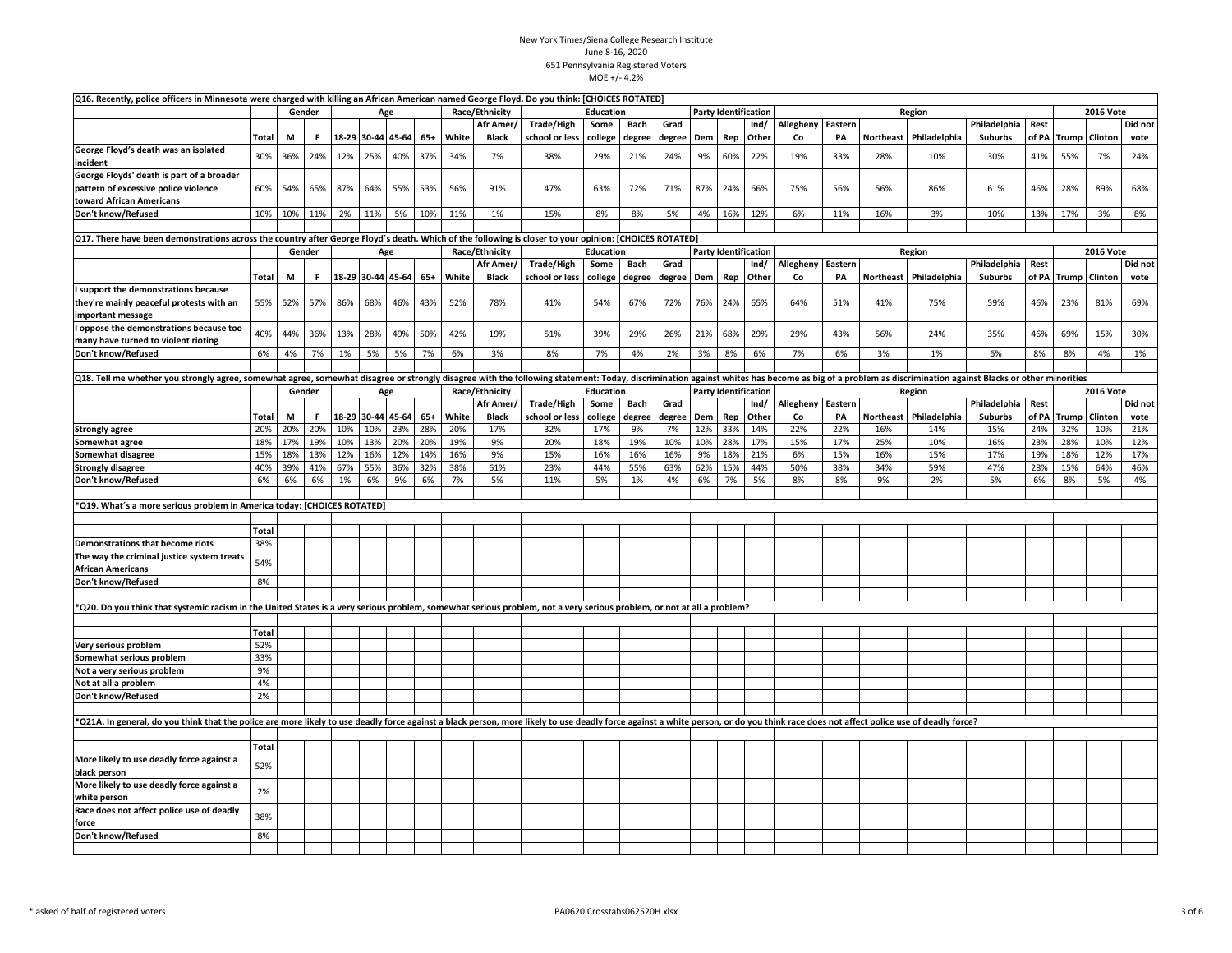New York Times/Siena College Research Institute
June 8-16, 2020
651 Pennsylvania Registered Voters
MOE +/- 4.2%

**Q16. Recently, police officers in Minnesota were charged with killing an African American named George Floyd. Do you think: [CHOICES ROTATED]**

| | | Gender | | Age | | | | Race/Ethnicity | | Education | | | | Party Identification | | | Region | | | | | | 2016 Vote | | |
|---|---|---|---|---|---|---|---|---|---|---|---|---|---|---|---|---|---|---|---|---|---|---|---|---|---|
| | Total | M | F | 18-29 | 30-44 | 45-64 | 65+ | White | Afr Amer/ Black | Trade/High school or less | Some college | Bach degree | Grad degree | Dem | Rep | Ind/ Other | Allegheny Co | Eastern PA | Northeast | Philadelphia | Philadelphia Suburbs | Rest of PA | Trump | Clinton | Did not vote |
| George Floyd's death was an isolated incident | 30% | 36% | 24% | 12% | 25% | 40% | 37% | 34% | 7% | 38% | 29% | 21% | 24% | 9% | 60% | 22% | 19% | 33% | 28% | 10% | 30% | 41% | 55% | 7% | 24% |
| George Floyds' death is part of a broader pattern of excessive police violence toward African Americans | 60% | 54% | 65% | 87% | 64% | 55% | 53% | 56% | 91% | 47% | 63% | 72% | 71% | 87% | 24% | 66% | 75% | 56% | 56% | 86% | 61% | 46% | 28% | 89% | 68% |
| Don't know/Refused | 10% | 10% | 11% | 2% | 11% | 5% | 10% | 11% | 1% | 15% | 8% | 8% | 5% | 4% | 16% | 12% | 6% | 11% | 16% | 3% | 10% | 13% | 17% | 3% | 8% |

**Q17. There have been demonstrations across the country after George Floyd's death. Which of the following is closer to your opinion: [CHOICES ROTATED]**

| | | Gender | | Age | | | | Race/Ethnicity | | Education | | | | Party Identification | | | Region | | | | | | 2016 Vote | | |
|---|---|---|---|---|---|---|---|---|---|---|---|---|---|---|---|---|---|---|---|---|---|---|---|---|---|
| | Total | M | F | 18-29 | 30-44 | 45-64 | 65+ | White | Afr Amer/ Black | Trade/High school or less | Some college | Bach degree | Grad degree | Dem | Rep | Ind/ Other | Allegheny Co | Eastern PA | Northeast | Philadelphia | Philadelphia Suburbs | Rest of PA | Trump | Clinton | Did not vote |
| I support the demonstrations because they're mainly peaceful protests with an important message | 55% | 52% | 57% | 86% | 68% | 46% | 43% | 52% | 78% | 41% | 54% | 67% | 72% | 76% | 24% | 65% | 64% | 51% | 41% | 75% | 59% | 46% | 23% | 81% | 69% |
| I oppose the demonstrations because too many have turned to violent rioting | 40% | 44% | 36% | 13% | 28% | 49% | 50% | 42% | 19% | 51% | 39% | 29% | 26% | 21% | 68% | 29% | 29% | 43% | 56% | 24% | 35% | 46% | 69% | 15% | 30% |
| Don't know/Refused | 6% | 4% | 7% | 1% | 5% | 5% | 7% | 6% | 3% | 8% | 7% | 4% | 2% | 3% | 8% | 6% | 7% | 6% | 3% | 1% | 6% | 8% | 8% | 4% | 1% |

**Q18. Tell me whether you strongly agree, somewhat agree, somewhat disagree or strongly disagree with the following statement: Today, discrimination against whites has become as big of a problem as discrimination against Blacks or other minorities**

| | | Gender | | Age | | | | Race/Ethnicity | | Education | | | | Party Identification | | | Region | | | | | | 2016 Vote | | |
|---|---|---|---|---|---|---|---|---|---|---|---|---|---|---|---|---|---|---|---|---|---|---|---|---|---|
| | Total | M | F | 18-29 | 30-44 | 45-64 | 65+ | White | Afr Amer/ Black | Trade/High school or less | Some college | Bach degree | Grad degree | Dem | Rep | Ind/ Other | Allegheny Co | Eastern PA | Northeast | Philadelphia | Philadelphia Suburbs | Rest of PA | Trump | Clinton | Did not vote |
| Strongly agree | 20% | 20% | 20% | 10% | 10% | 23% | 28% | 20% | 17% | 32% | 17% | 9% | 7% | 12% | 33% | 14% | 22% | 22% | 16% | 14% | 15% | 24% | 32% | 10% | 21% |
| Somewhat agree | 18% | 17% | 19% | 10% | 13% | 20% | 20% | 19% | 9% | 20% | 18% | 19% | 10% | 10% | 28% | 17% | 15% | 17% | 25% | 10% | 16% | 23% | 28% | 10% | 12% |
| Somewhat disagree | 15% | 18% | 13% | 12% | 16% | 12% | 14% | 16% | 9% | 15% | 16% | 16% | 16% | 9% | 18% | 21% | 6% | 15% | 16% | 15% | 17% | 19% | 18% | 12% | 17% |
| Strongly disagree | 40% | 39% | 41% | 67% | 55% | 36% | 32% | 38% | 61% | 23% | 44% | 55% | 63% | 62% | 15% | 44% | 50% | 38% | 34% | 59% | 47% | 28% | 15% | 64% | 46% |
| Don't know/Refused | 6% | 6% | 6% | 1% | 6% | 9% | 6% | 7% | 5% | 11% | 5% | 1% | 4% | 6% | 7% | 5% | 8% | 8% | 9% | 2% | 5% | 6% | 8% | 5% | 4% |

**\*Q19. What's a more serious problem in America today: [CHOICES ROTATED]**

| | Total |
|---|---|
| Demonstrations that become riots | 38% |
| The way the criminal justice system treats African Americans | 54% |
| Don't know/Refused | 8% |

**\*Q20. Do you think that systemic racism in the United States is a very serious problem, somewhat serious problem, not a very serious problem, or not at all a problem?**

| | Total |
|---|---|
| Very serious problem | 52% |
| Somewhat serious problem | 33% |
| Not a very serious problem | 9% |
| Not at all a problem | 4% |
| Don't know/Refused | 2% |

**\*Q21A. In general, do you think that the police are more likely to use deadly force against a black person, more likely to use deadly force against a white person, or do you think race does not affect police use of deadly force?**

| | Total |
|---|---|
| More likely to use deadly force against a black person | 52% |
| More likely to use deadly force against a white person | 2% |
| Race does not affect police use of deadly force | 38% |
| Don't know/Refused | 8% |

\* asked of half of registered voters

PA0620 Crosstabs062520H.xlsx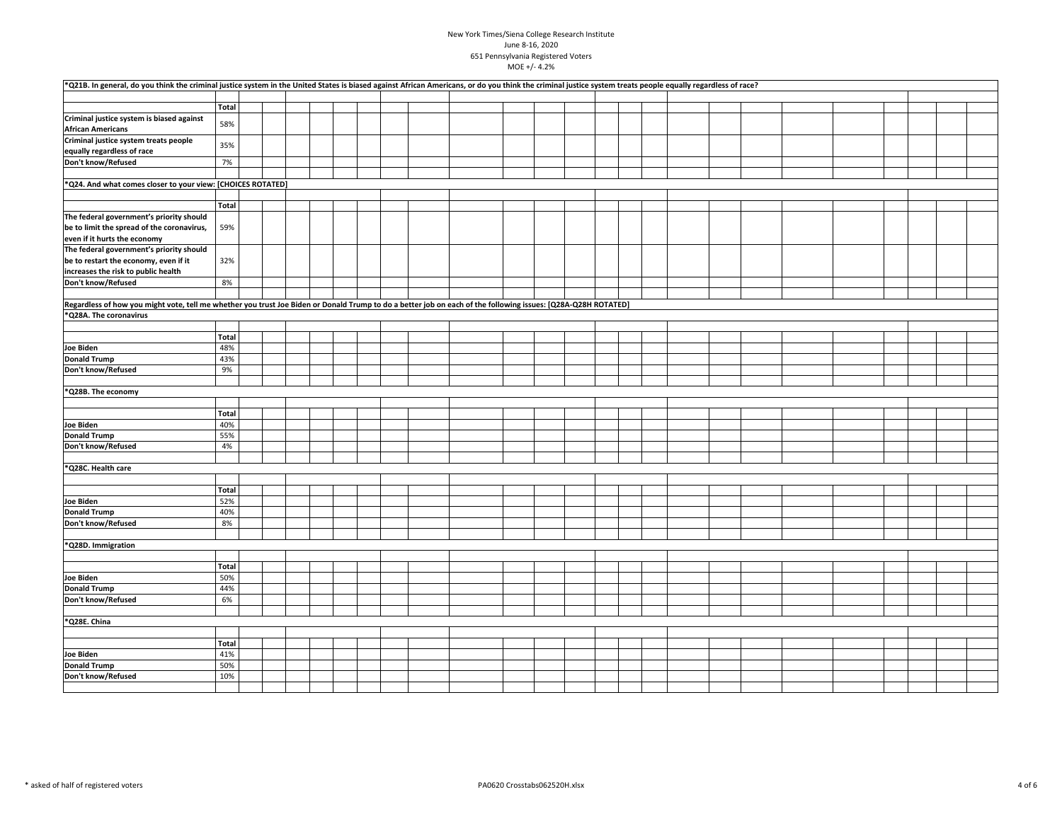New York Times/Siena College Research Institute
June 8-16, 2020
651 Pennsylvania Registered Voters
MOE +/- 4.2%

**\*Q21B. In general, do you think the criminal justice system in the United States is biased against African Americans, or do you think the criminal justice system treats people equally regardless of race?**

| | Total |
|---|---|
| Criminal justice system is biased against African Americans | 58% |
| Criminal justice system treats people equally regardless of race | 35% |
| Don't know/Refused | 7% |

**\*Q24. And what comes closer to your view: [CHOICES ROTATED]**

| | Total |
|---|---|
| The federal government's priority should be to limit the spread of the coronavirus, even if it hurts the economy | 59% |
| The federal government's priority should be to restart the economy, even if it increases the risk to public health | 32% |
| Don't know/Refused | 8% |

**Regardless of how you might vote, tell me whether you trust Joe Biden or Donald Trump to do a better job on each of the following issues: [Q28A-Q28H ROTATED]**

**\*Q28A. The coronavirus**

| | Total |
|---|---|
| Joe Biden | 48% |
| Donald Trump | 43% |
| Don't know/Refused | 9% |

**\*Q28B. The economy**

| | Total |
|---|---|
| Joe Biden | 40% |
| Donald Trump | 55% |
| Don't know/Refused | 4% |

**\*Q28C. Health care**

| | Total |
|---|---|
| Joe Biden | 52% |
| Donald Trump | 40% |
| Don't know/Refused | 8% |

**\*Q28D. Immigration**

| | Total |
|---|---|
| Joe Biden | 50% |
| Donald Trump | 44% |
| Don't know/Refused | 6% |

**\*Q28E. China**

| | Total |
|---|---|
| Joe Biden | 41% |
| Donald Trump | 50% |
| Don't know/Refused | 10% |

\* asked of half of registered voters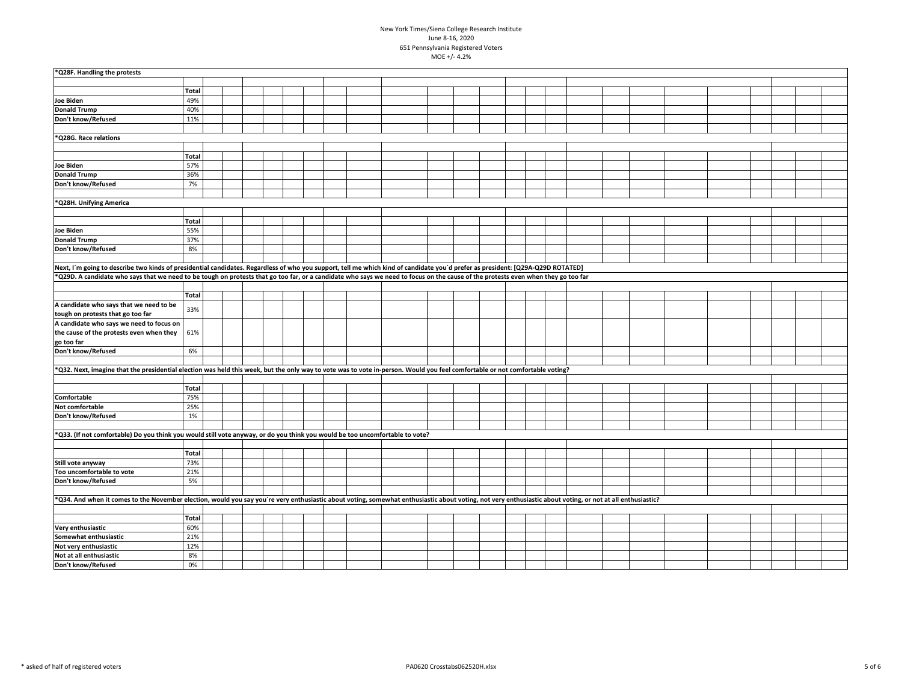New York Times/Siena College Research Institute
June 8-16, 2020
651 Pennsylvania Registered Voters
MOE +/- 4.2%

**\*Q28F. Handling the protests**

| | Total |
|---|---|
| Joe Biden | 49% |
| Donald Trump | 40% |
| Don't know/Refused | 11% |

**\*Q28G. Race relations**

| | Total |
|---|---|
| Joe Biden | 57% |
| Donald Trump | 36% |
| Don't know/Refused | 7% |

**\*Q28H. Unifying America**

| | Total |
|---|---|
| Joe Biden | 55% |
| Donald Trump | 37% |
| Don't know/Refused | 8% |

**Next, I´m going to describe two kinds of presidential candidates. Regardless of who you support, tell me which kind of candidate you´d prefer as president: [Q29A-Q29D ROTATED]**

**\*Q29D. A candidate who says that we need to be tough on protests that go too far, or a candidate who says we need to focus on the cause of the protests even when they go too far**

| | Total |
|---|---|
| A candidate who says that we need to be tough on protests that go too far | 33% |
| A candidate who says we need to focus on the cause of the protests even when they go too far | 61% |
| Don't know/Refused | 6% |

**\*Q32. Next, imagine that the presidential election was held this week, but the only way to vote was to vote in-person. Would you feel comfortable or not comfortable voting?**

| | Total |
|---|---|
| Comfortable | 75% |
| Not comfortable | 25% |
| Don't know/Refused | 1% |

**\*Q33. (If not comfortable) Do you think you would still vote anyway, or do you think you would be too uncomfortable to vote?**

| | Total |
|---|---|
| Still vote anyway | 73% |
| Too uncomfortable to vote | 21% |
| Don't know/Refused | 5% |

**\*Q34. And when it comes to the November election, would you say you´re very enthusiastic about voting, somewhat enthusiastic about voting, not very enthusiastic about voting, or not at all enthusiastic?**

| | Total |
|---|---|
| Very enthusiastic | 60% |
| Somewhat enthusiastic | 21% |
| Not very enthusiastic | 12% |
| Not at all enthusiastic | 8% |
| Don't know/Refused | 0% |

\* asked of half of registered voters

PA0620 Crosstabs062520H.xlsx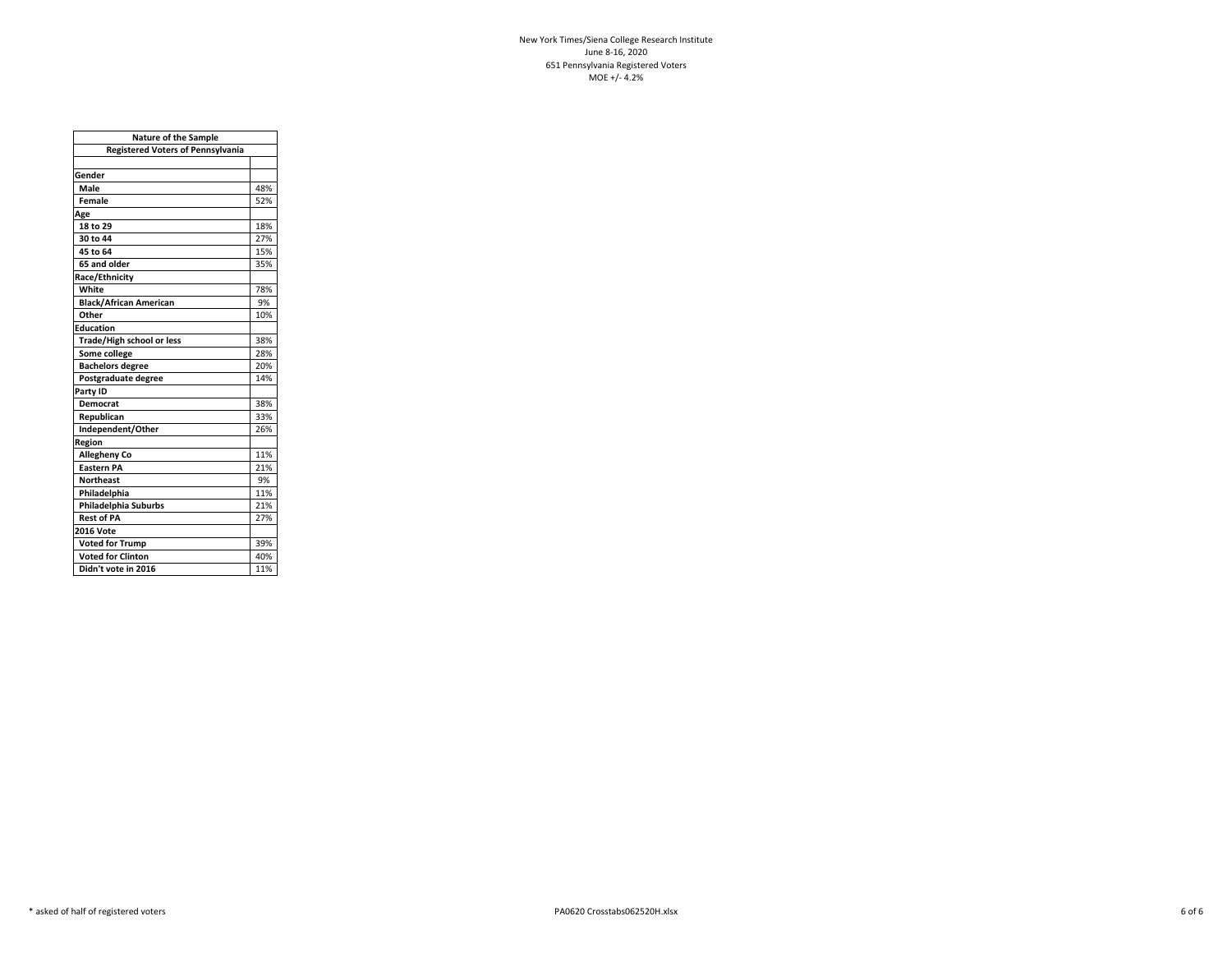New York Times/Siena College Research Institute
June 8-16, 2020
651 Pennsylvania Registered Voters
MOE +/- 4.2%

| Nature of the Sample | |
|---|---|
| **Registered Voters of Pennsylvania** | |
| | |
| **Gender** | |
| Male | 48% |
| Female | 52% |
| **Age** | |
| 18 to 29 | 18% |
| 30 to 44 | 27% |
| 45 to 64 | 15% |
| 65 and older | 35% |
| **Race/Ethnicity** | |
| White | 78% |
| Black/African American | 9% |
| Other | 10% |
| **Education** | |
| Trade/High school or less | 38% |
| Some college | 28% |
| Bachelors degree | 20% |
| Postgraduate degree | 14% |
| **Party ID** | |
| Democrat | 38% |
| Republican | 33% |
| Independent/Other | 26% |
| **Region** | |
| Allegheny Co | 11% |
| Eastern PA | 21% |
| Northeast | 9% |
| Philadelphia | 11% |
| Philadelphia Suburbs | 21% |
| Rest of PA | 27% |
| **2016 Vote** | |
| Voted for Trump | 39% |
| Voted for Clinton | 40% |
| Didn't vote in 2016 | 11% |

* asked of half of registered voters